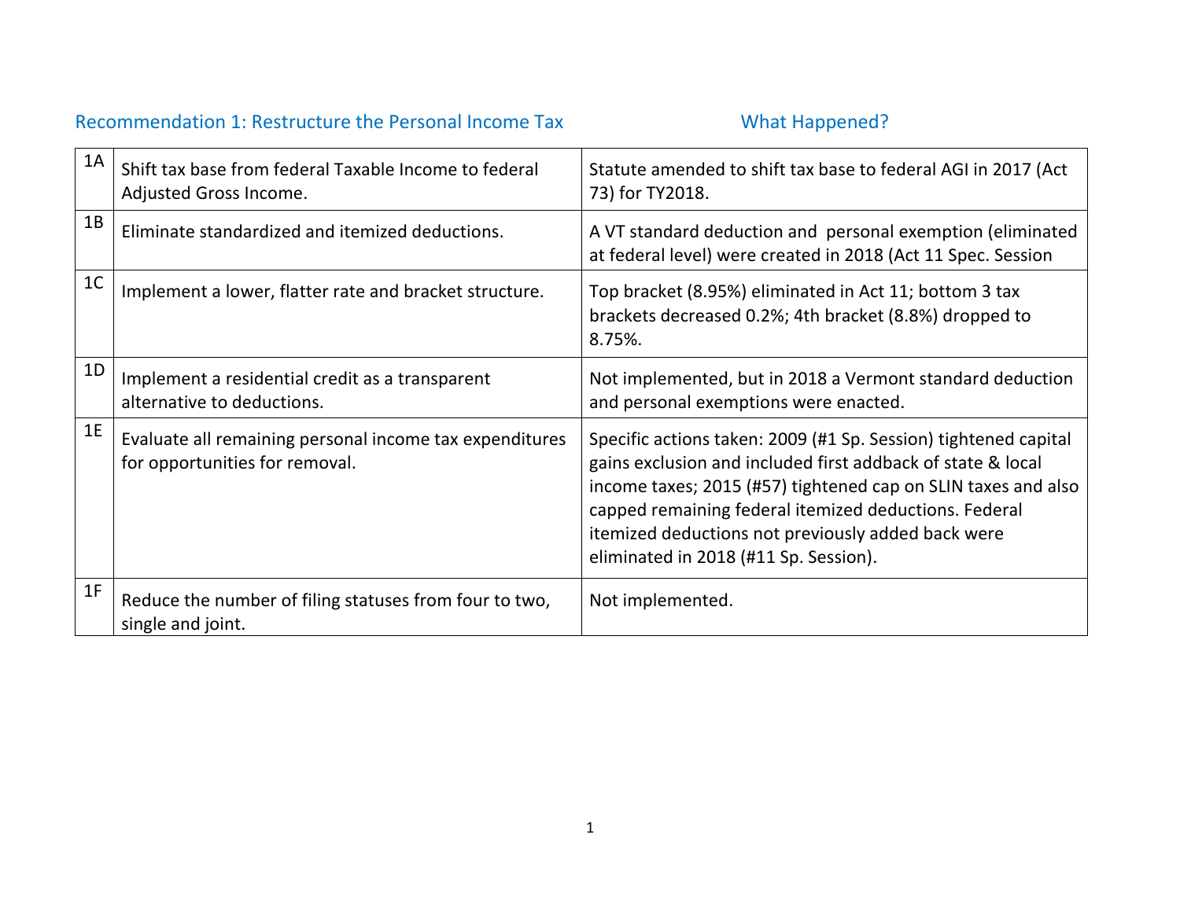| Recommendation 1: Restructure the Personal Income Tax | | What Happened? |
|---|---|---|
| 1A | Shift tax base from federal Taxable Income to federal Adjusted Gross Income. | Statute amended to shift tax base to federal AGI in 2017 (Act 73) for TY2018. |
| 1B | Eliminate standardized and itemized deductions. | A VT standard deduction and personal exemption (eliminated at federal level) were created in 2018 (Act 11 Spec. Session |
| 1C | Implement a lower, flatter rate and bracket structure. | Top bracket (8.95%) eliminated in Act 11; bottom 3 tax brackets decreased 0.2%; 4th bracket (8.8%) dropped to 8.75%. |
| 1D | Implement a residential credit as a transparent alternative to deductions. | Not implemented, but in 2018 a Vermont standard deduction and personal exemptions were enacted. |
| 1E | Evaluate all remaining personal income tax expenditures for opportunities for removal. | Specific actions taken: 2009 (#1 Sp. Session) tightened capital gains exclusion and included first addback of state & local income taxes; 2015 (#57) tightened cap on SLIN taxes and also capped remaining federal itemized deductions. Federal itemized deductions not previously added back were eliminated in 2018 (#11 Sp. Session). |
| 1F | Reduce the number of filing statuses from four to two, single and joint. | Not implemented. |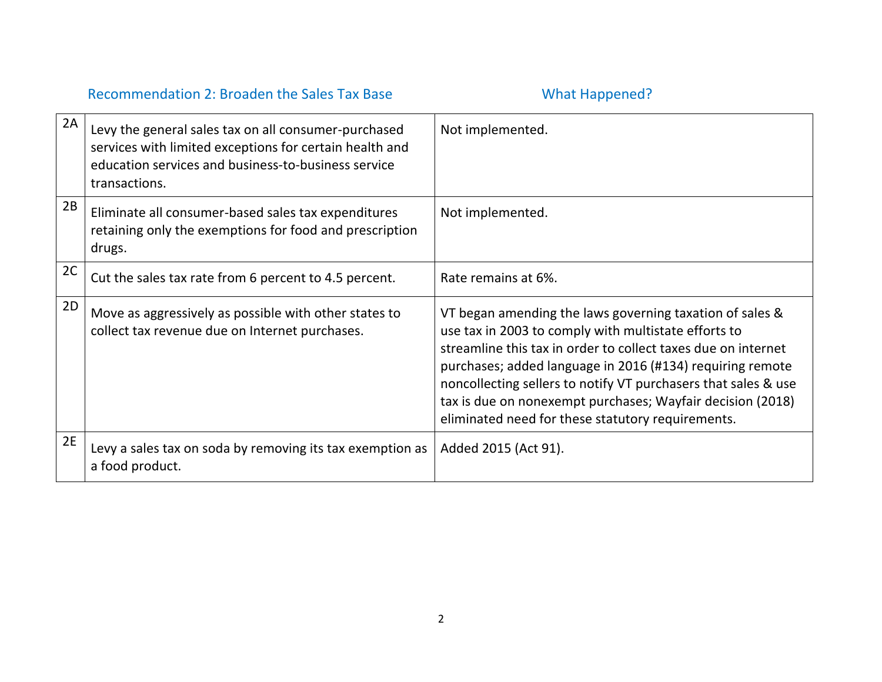| | Recommendation 2: Broaden the Sales Tax Base | What Happened? |
|---|---|---|
| 2A | Levy the general sales tax on all consumer-purchased services with limited exceptions for certain health and education services and business-to-business service transactions. | Not implemented. |
| 2B | Eliminate all consumer-based sales tax expenditures retaining only the exemptions for food and prescription drugs. | Not implemented. |
| 2C | Cut the sales tax rate from 6 percent to 4.5 percent. | Rate remains at 6%. |
| 2D | Move as aggressively as possible with other states to collect tax revenue due on Internet purchases. | VT began amending the laws governing taxation of sales & use tax in 2003 to comply with multistate efforts to streamline this tax in order to collect taxes due on internet purchases; added language in 2016 (#134) requiring remote noncollecting sellers to notify VT purchasers that sales & use tax is due on nonexempt purchases; Wayfair decision (2018) eliminated need for these statutory requirements. |
| 2E | Levy a sales tax on soda by removing its tax exemption as a food product. | Added 2015 (Act 91). |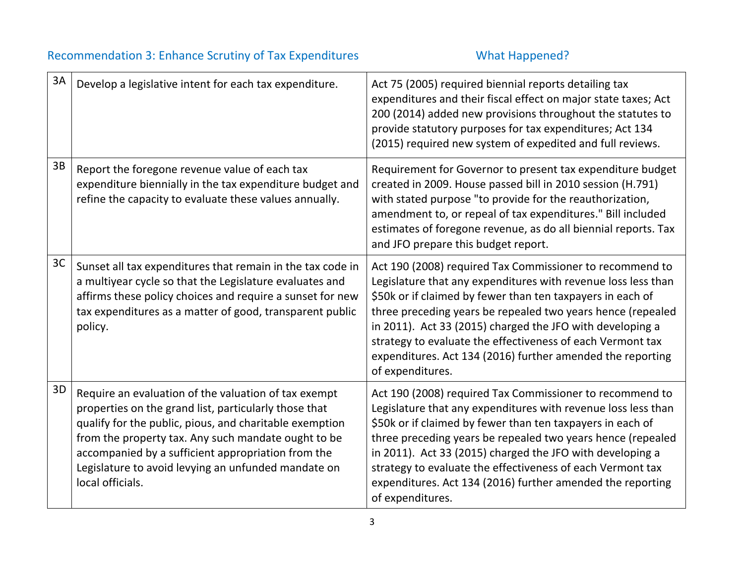| Recommendation 3: Enhance Scrutiny of Tax Expenditures | | What Happened? |
|---|---|---|
| 3A | Develop a legislative intent for each tax expenditure. | Act 75 (2005) required biennial reports detailing tax expenditures and their fiscal effect on major state taxes; Act 200 (2014) added new provisions throughout the statutes to provide statutory purposes for tax expenditures; Act 134 (2015) required new system of expedited and full reviews. |
| 3B | Report the foregone revenue value of each tax expenditure biennially in the tax expenditure budget and refine the capacity to evaluate these values annually. | Requirement for Governor to present tax expenditure budget created in 2009. House passed bill in 2010 session (H.791) with stated purpose "to provide for the reauthorization, amendment to, or repeal of tax expenditures." Bill included estimates of foregone revenue, as do all biennial reports. Tax and JFO prepare this budget report. |
| 3C | Sunset all tax expenditures that remain in the tax code in a multiyear cycle so that the Legislature evaluates and affirms these policy choices and require a sunset for new tax expenditures as a matter of good, transparent public policy. | Act 190 (2008) required Tax Commissioner to recommend to Legislature that any expenditures with revenue loss less than $50k or if claimed by fewer than ten taxpayers in each of three preceding years be repealed two years hence (repealed in 2011). Act 33 (2015) charged the JFO with developing a strategy to evaluate the effectiveness of each Vermont tax expenditures. Act 134 (2016) further amended the reporting of expenditures. |
| 3D | Require an evaluation of the valuation of tax exempt properties on the grand list, particularly those that qualify for the public, pious, and charitable exemption from the property tax. Any such mandate ought to be accompanied by a sufficient appropriation from the Legislature to avoid levying an unfunded mandate on local officials. | Act 190 (2008) required Tax Commissioner to recommend to Legislature that any expenditures with revenue loss less than $50k or if claimed by fewer than ten taxpayers in each of three preceding years be repealed two years hence (repealed in 2011). Act 33 (2015) charged the JFO with developing a strategy to evaluate the effectiveness of each Vermont tax expenditures. Act 134 (2016) further amended the reporting of expenditures. |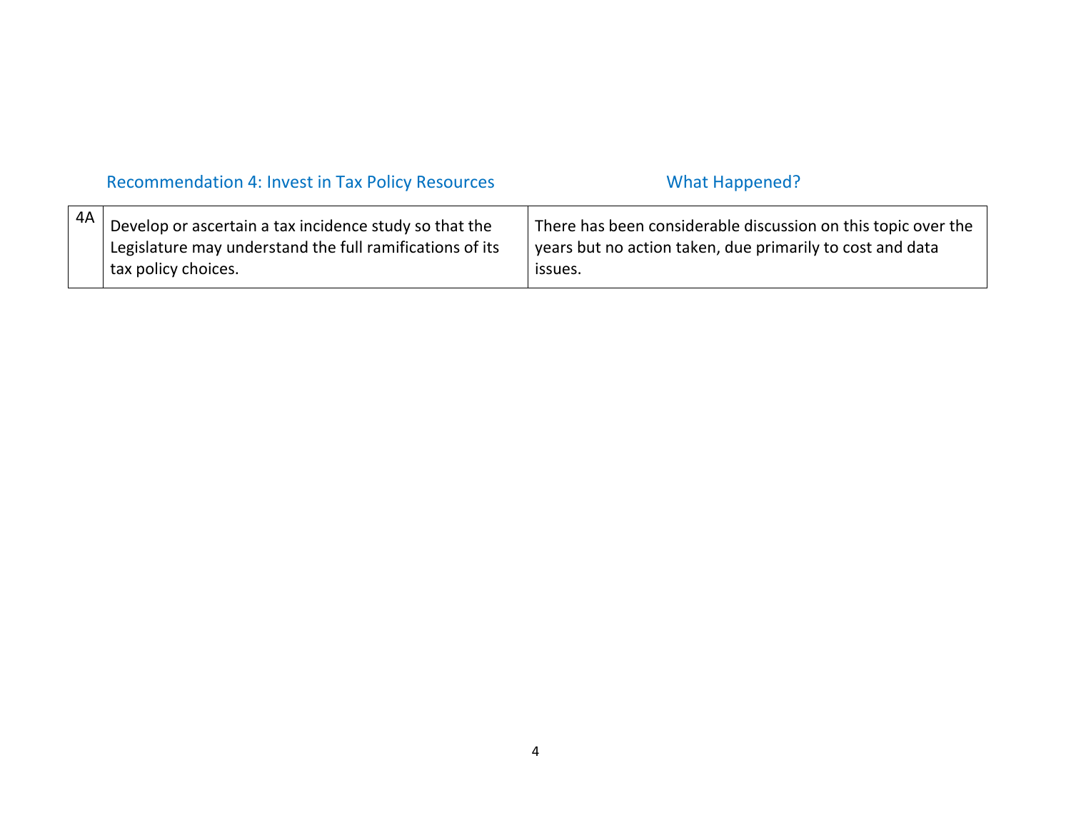| | Recommendation 4: Invest in Tax Policy Resources | What Happened? |
| --- | --- | --- |
| 4A | Develop or ascertain a tax incidence study so that the Legislature may understand the full ramifications of its tax policy choices. | There has been considerable discussion on this topic over the years but no action taken, due primarily to cost and data issues. |